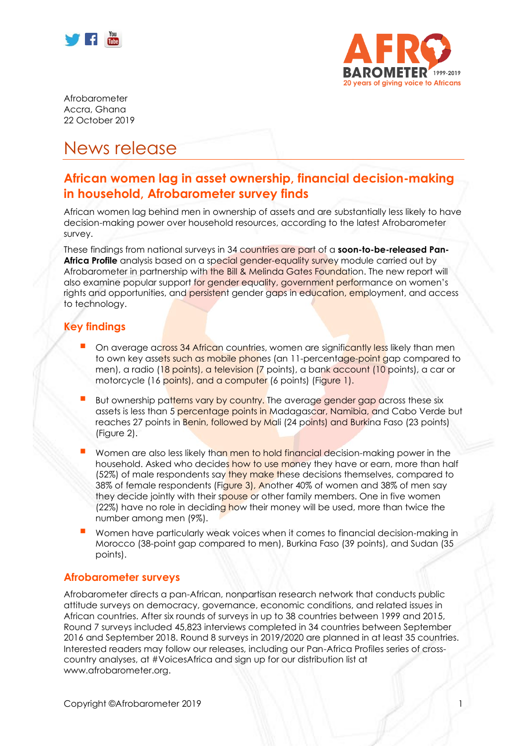Afrobarometer
Accra, Ghana
22 October 2019

# News release

## African women lag in asset ownership, financial decision-making in household, Afrobarometer survey finds

African women lag behind men in ownership of assets and are substantially less likely to have decision-making power over household resources, according to the latest Afrobarometer survey.

These findings from national surveys in 34 countries are part of a **soon-to-be-released Pan-Africa Profile** analysis based on a special gender-equality survey module carried out by Afrobarometer in partnership with the Bill & Melinda Gates Foundation. The new report will also examine popular support for gender equality, government performance on women's rights and opportunities, and persistent gender gaps in education, employment, and access to technology.

### Key findings

- On average across 34 African countries, women are significantly less likely than men to own key assets such as mobile phones (an 11-percentage-point gap compared to men), a radio (18 points), a television (7 points), a bank account (10 points), a car or motorcycle (16 points), and a computer (6 points) (Figure 1).
- But ownership patterns vary by country. The average gender gap across these six assets is less than 5 percentage points in Madagascar, Namibia, and Cabo Verde but reaches 27 points in Benin, followed by Mali (24 points) and Burkina Faso (23 points) (Figure 2).
- Women are also less likely than men to hold financial decision-making power in the household. Asked who decides how to use money they have or earn, more than half (52%) of male respondents say they make these decisions themselves, compared to 38% of female respondents (Figure 3). Another 40% of women and 38% of men say they decide jointly with their spouse or other family members. One in five women (22%) have no role in deciding how their money will be used, more than twice the number among men (9%).
- Women have particularly weak voices when it comes to financial decision-making in Morocco (38-point gap compared to men), Burkina Faso (39 points), and Sudan (35 points).

### Afrobarometer surveys

Afrobarometer directs a pan-African, nonpartisan research network that conducts public attitude surveys on democracy, governance, economic conditions, and related issues in African countries. After six rounds of surveys in up to 38 countries between 1999 and 2015, Round 7 surveys included 45,823 interviews completed in 34 countries between September 2016 and September 2018. Round 8 surveys in 2019/2020 are planned in at least 35 countries. Interested readers may follow our releases, including our Pan-Africa Profiles series of cross-country analyses, at #VoicesAfrica and sign up for our distribution list at www.afrobarometer.org.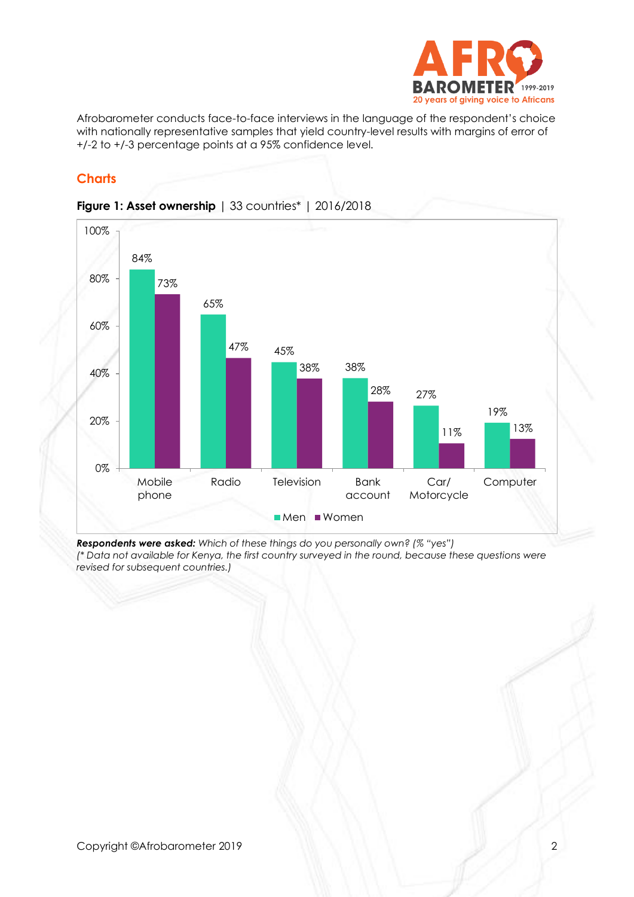Afrobarometer conducts face-to-face interviews in the language of the respondent's choice with nationally representative samples that yield country-level results with margins of error of +/-2 to +/-3 percentage points at a 95% confidence level.

## Charts

**Figure 1: Asset ownership** | 33 countries* | 2016/2018

| | Men | Women |
|---|---|---|
| Mobile phone | 84% | 73% |
| Radio | 65% | 47% |
| Television | 45% | 38% |
| Bank account | 38% | 28% |
| Car/ Motorcycle | 27% | 11% |
| Computer | 19% | 13% |

***Respondents were asked:*** *Which of these things do you personally own? (% "yes")*
*(\* Data not available for Kenya, the first country surveyed in the round, because these questions were revised for subsequent countries.)*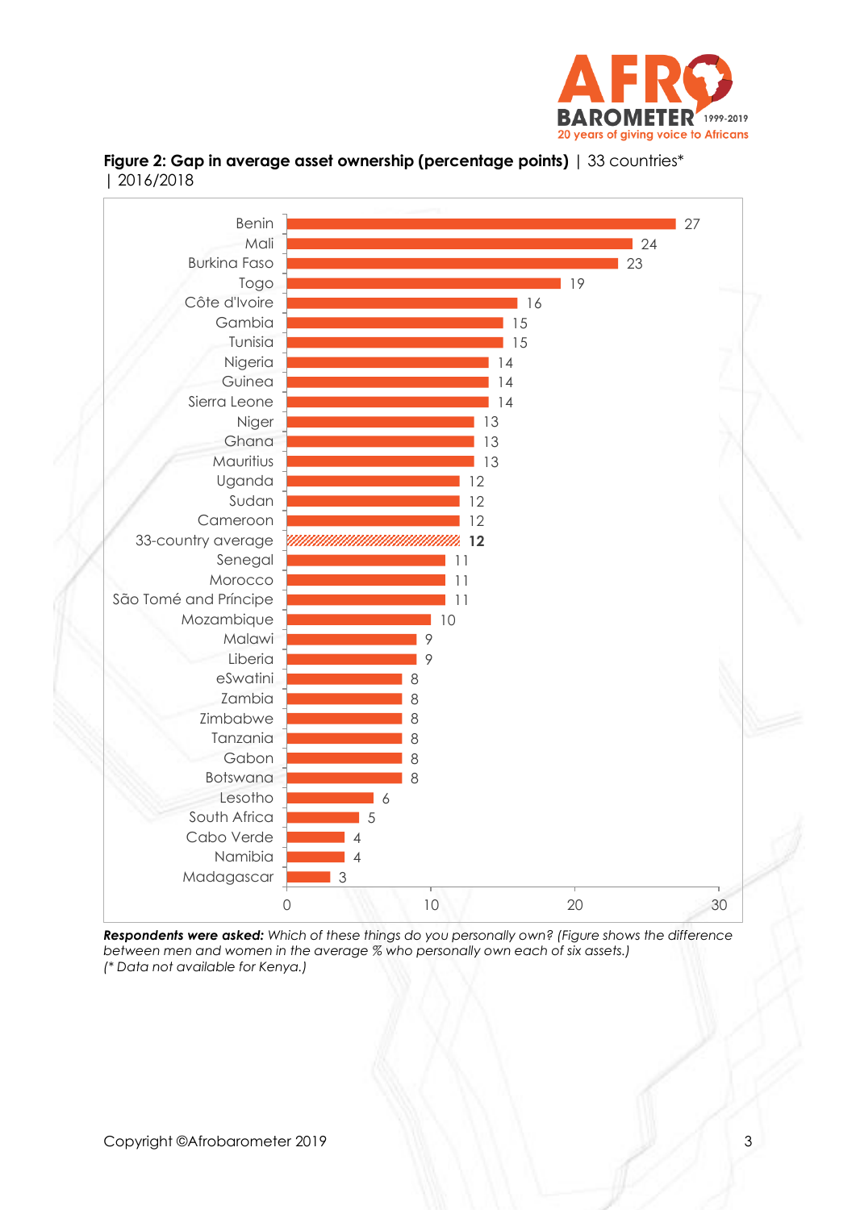**Figure 2: Gap in average asset ownership (percentage points)** | 33 countries* | 2016/2018

| Country | Gap (percentage points) |
|---|---|
| Benin | 27 |
| Mali | 24 |
| Burkina Faso | 23 |
| Togo | 19 |
| Côte d'Ivoire | 16 |
| Gambia | 15 |
| Tunisia | 15 |
| Nigeria | 14 |
| Guinea | 14 |
| Sierra Leone | 14 |
| Niger | 13 |
| Ghana | 13 |
| Mauritius | 13 |
| Uganda | 12 |
| Sudan | 12 |
| Cameroon | 12 |
| **33-country average** | **12** |
| Senegal | 11 |
| Morocco | 11 |
| São Tomé and Príncipe | 11 |
| Mozambique | 10 |
| Malawi | 9 |
| Liberia | 9 |
| eSwatini | 8 |
| Zambia | 8 |
| Zimbabwe | 8 |
| Tanzania | 8 |
| Gabon | 8 |
| Botswana | 8 |
| Lesotho | 6 |
| South Africa | 5 |
| Cabo Verde | 4 |
| Namibia | 4 |
| Madagascar | 3 |

***Respondents were asked:** Which of these things do you personally own? (Figure shows the difference between men and women in the average % who personally own each of six assets.)*
*(\* Data not available for Kenya.)*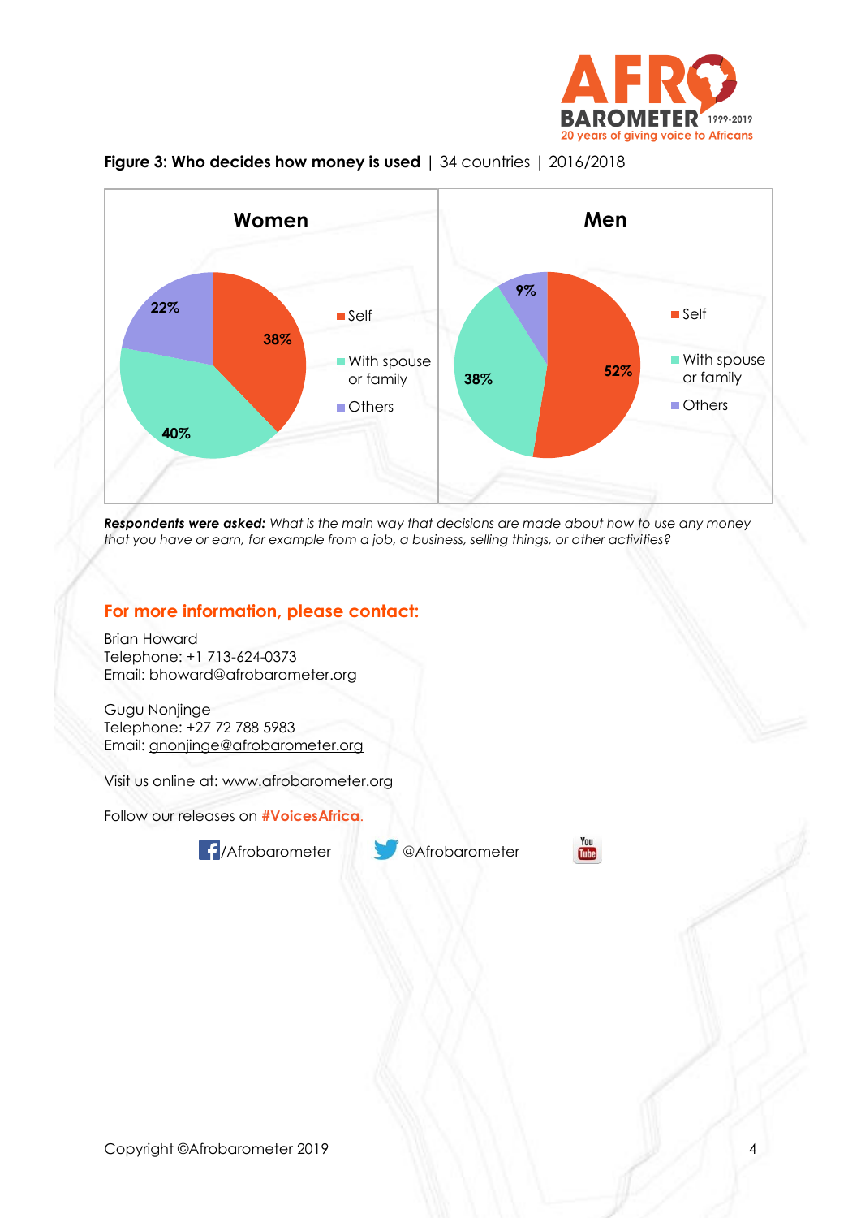**Figure 3: Who decides how money is used** | 34 countries | 2016/2018

Women

38%

40%

22%

Self

With spouse or family

Others

Men

52%

38%

9%

Self

With spouse or family

Others

***Respondents were asked:*** *What is the main way that decisions are made about how to use any money that you have or earn, for example from a job, a business, selling things, or other activities?*

## For more information, please contact:

Brian Howard
Telephone: +1 713-624-0373
Email: bhoward@afrobarometer.org

Gugu Nonjinge
Telephone: +27 72 788 5983
Email: gnonjinge@afrobarometer.org

Visit us online at: www.afrobarometer.org

Follow our releases on **#VoicesAfrica**.

/Afrobarometer @Afrobarometer

Copyright ©Afrobarometer 2019